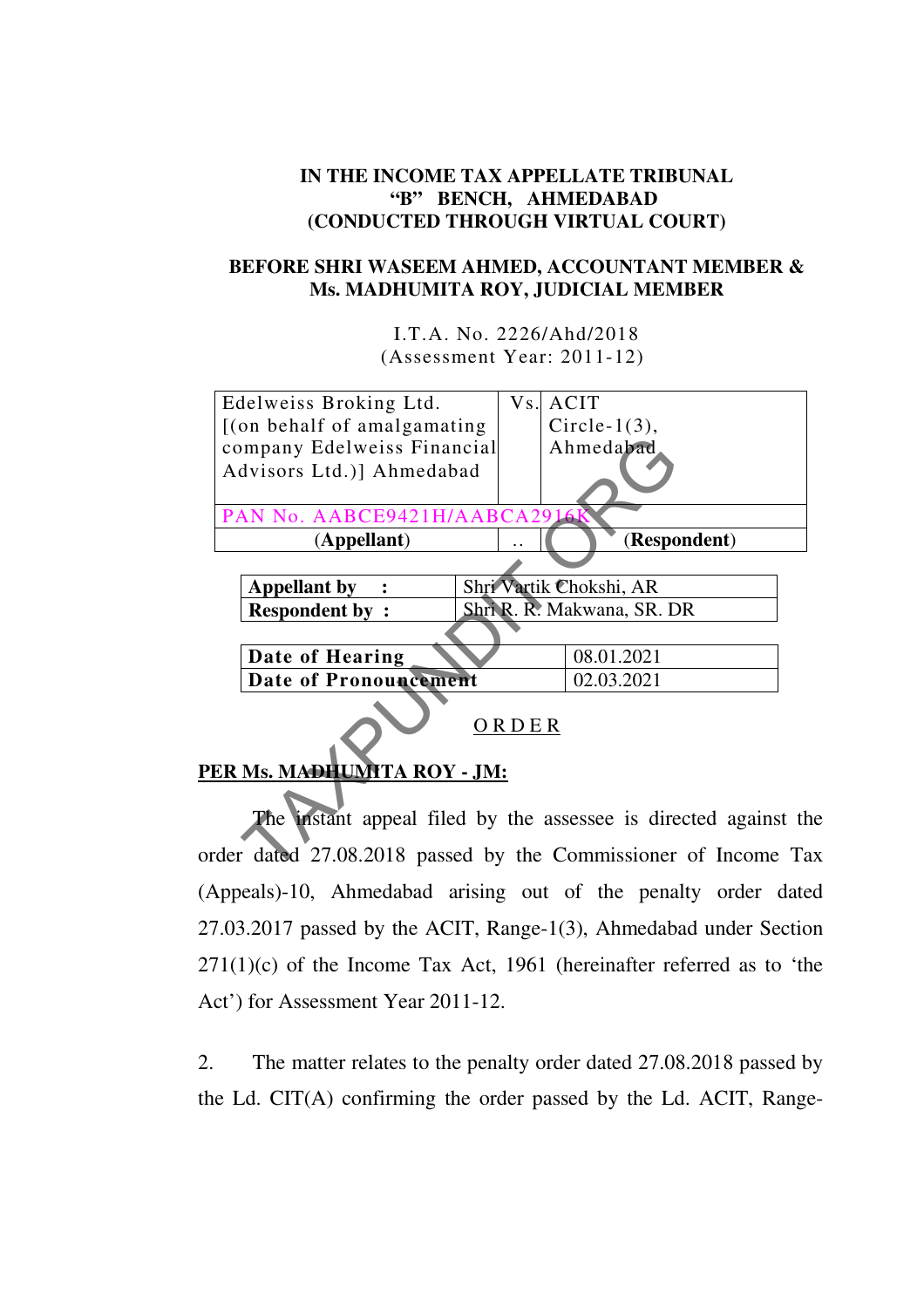**IN THE INCOME TAX APPELLATE TRIBUNAL**
**"B" BENCH, AHMEDABAD**
**(CONDUCTED THROUGH VIRTUAL COURT)**

**BEFORE SHRI WASEEM AHMED, ACCOUNTANT MEMBER &**
**Ms. MADHUMITA ROY, JUDICIAL MEMBER**

I.T.A. No. 2226/Ahd/2018
(Assessment Year: 2011-12)

| Edelweiss Broking Ltd. [(on behalf of amalgamating company Edelweiss Financial Advisors Ltd.)] Ahmedabad | Vs. | ACIT Circle-1(3), Ahmedabad |
|---|---|---|
| PAN No. AABCE9421H/AABCA2916K | | |
| **(Appellant)** | .. | **(Respondent)** |

| | |
|---|---|
| **Appellant by :** | Shri Vartik Chokshi, AR |
| **Respondent by :** | Shri R. R. Makwana, SR. DR |

| | |
|---|---|
| **Date of Hearing** | 08.01.2021 |
| **Date of Pronouncement** | 02.03.2021 |

O R D E R

**PER Ms. MADHUMITA ROY - JM:**

The instant appeal filed by the assessee is directed against the order dated 27.08.2018 passed by the Commissioner of Income Tax (Appeals)-10, Ahmedabad arising out of the penalty order dated 27.03.2017 passed by the ACIT, Range-1(3), Ahmedabad under Section 271(1)(c) of the Income Tax Act, 1961 (hereinafter referred as to 'the Act') for Assessment Year 2011-12.

2. The matter relates to the penalty order dated 27.08.2018 passed by the Ld. CIT(A) confirming the order passed by the Ld. ACIT, Range-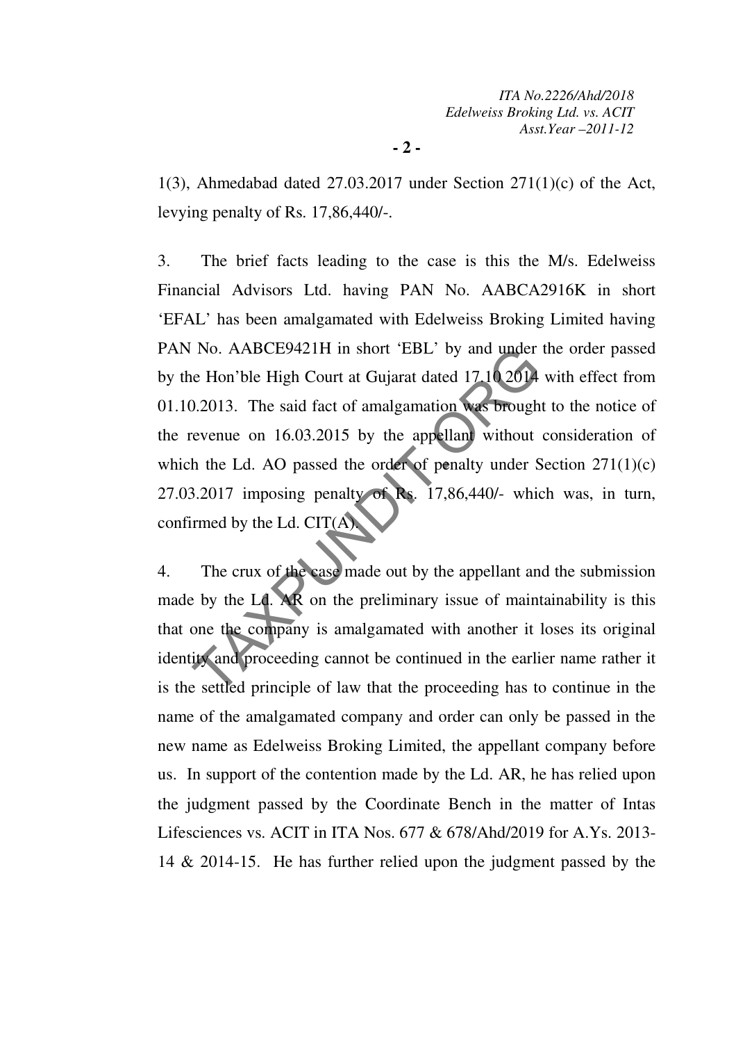1(3), Ahmedabad dated 27.03.2017 under Section 271(1)(c) of the Act, levying penalty of Rs. 17,86,440/-.

3. The brief facts leading to the case is this the M/s. Edelweiss Financial Advisors Ltd. having PAN No. AABCA2916K in short 'EFAL' has been amalgamated with Edelweiss Broking Limited having PAN No. AABCE9421H in short 'EBL' by and under the order passed by the Hon'ble High Court at Gujarat dated 17.10.2014 with effect from 01.10.2013. The said fact of amalgamation was brought to the notice of the revenue on 16.03.2015 by the appellant without consideration of which the Ld. AO passed the order of penalty under Section 271(1)(c) 27.03.2017 imposing penalty of Rs. 17,86,440/- which was, in turn, confirmed by the Ld. CIT(A).

4. The crux of the case made out by the appellant and the submission made by the Ld. AR on the preliminary issue of maintainability is this that one the company is amalgamated with another it loses its original identity and proceeding cannot be continued in the earlier name rather it is the settled principle of law that the proceeding has to continue in the name of the amalgamated company and order can only be passed in the new name as Edelweiss Broking Limited, the appellant company before us. In support of the contention made by the Ld. AR, he has relied upon the judgment passed by the Coordinate Bench in the matter of Intas Lifesciences vs. ACIT in ITA Nos. 677 & 678/Ahd/2019 for A.Ys. 2013-14 & 2014-15. He has further relied upon the judgment passed by the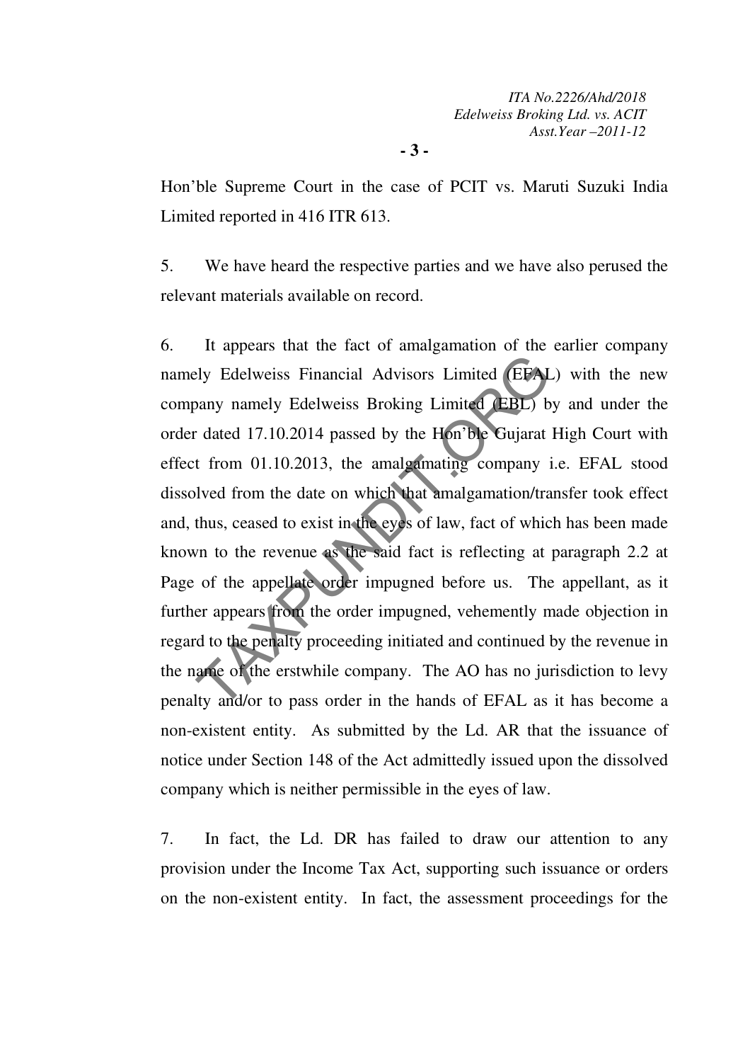Hon'ble Supreme Court in the case of PCIT vs. Maruti Suzuki India Limited reported in 416 ITR 613.

5. We have heard the respective parties and we have also perused the relevant materials available on record.

6. It appears that the fact of amalgamation of the earlier company namely Edelweiss Financial Advisors Limited (EFAL) with the new company namely Edelweiss Broking Limited (EBL) by and under the order dated 17.10.2014 passed by the Hon'ble Gujarat High Court with effect from 01.10.2013, the amalgamating company i.e. EFAL stood dissolved from the date on which that amalgamation/transfer took effect and, thus, ceased to exist in the eyes of law, fact of which has been made known to the revenue as the said fact is reflecting at paragraph 2.2 at Page of the appellate order impugned before us. The appellant, as it further appears from the order impugned, vehemently made objection in regard to the penalty proceeding initiated and continued by the revenue in the name of the erstwhile company. The AO has no jurisdiction to levy penalty and/or to pass order in the hands of EFAL as it has become a non-existent entity. As submitted by the Ld. AR that the issuance of notice under Section 148 of the Act admittedly issued upon the dissolved company which is neither permissible in the eyes of law.

7. In fact, the Ld. DR has failed to draw our attention to any provision under the Income Tax Act, supporting such issuance or orders on the non-existent entity. In fact, the assessment proceedings for the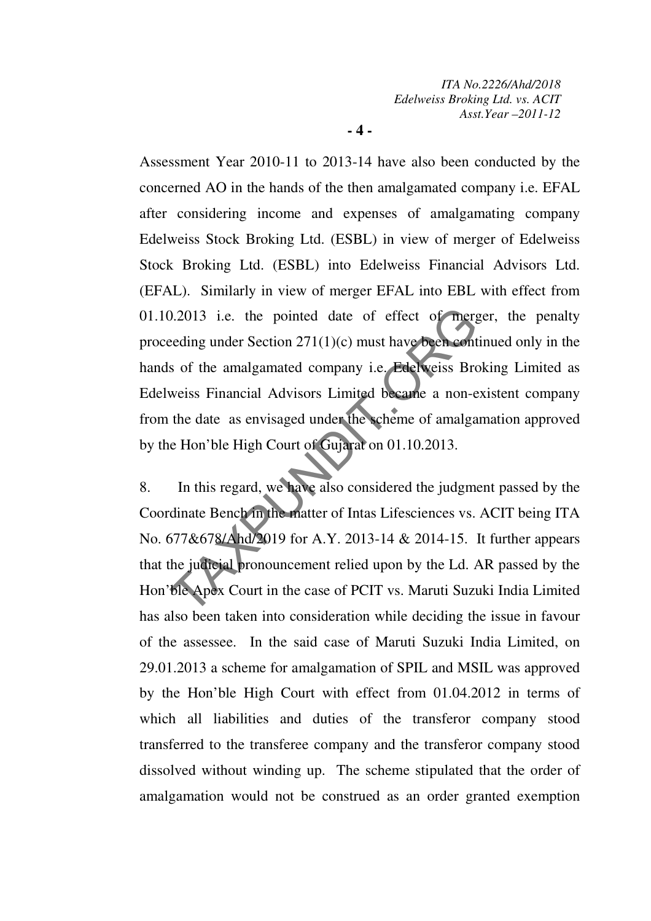Assessment Year 2010-11 to 2013-14 have also been conducted by the concerned AO in the hands of the then amalgamated company i.e. EFAL after considering income and expenses of amalgamating company Edelweiss Stock Broking Ltd. (ESBL) in view of merger of Edelweiss Stock Broking Ltd. (ESBL) into Edelweiss Financial Advisors Ltd. (EFAL). Similarly in view of merger EFAL into EBL with effect from 01.10.2013 i.e. the pointed date of effect of merger, the penalty proceeding under Section 271(1)(c) must have been continued only in the hands of the amalgamated company i.e. Edelweiss Broking Limited as Edelweiss Financial Advisors Limited became a non-existent company from the date as envisaged under the scheme of amalgamation approved by the Hon'ble High Court of Gujarat on 01.10.2013.

8. In this regard, we have also considered the judgment passed by the Coordinate Bench in the matter of Intas Lifesciences vs. ACIT being ITA No. 677&678/Ahd/2019 for A.Y. 2013-14 & 2014-15. It further appears that the judicial pronouncement relied upon by the Ld. AR passed by the Hon'ble Apex Court in the case of PCIT vs. Maruti Suzuki India Limited has also been taken into consideration while deciding the issue in favour of the assessee. In the said case of Maruti Suzuki India Limited, on 29.01.2013 a scheme for amalgamation of SPIL and MSIL was approved by the Hon'ble High Court with effect from 01.04.2012 in terms of which all liabilities and duties of the transferor company stood transferred to the transferee company and the transferor company stood dissolved without winding up. The scheme stipulated that the order of amalgamation would not be construed as an order granted exemption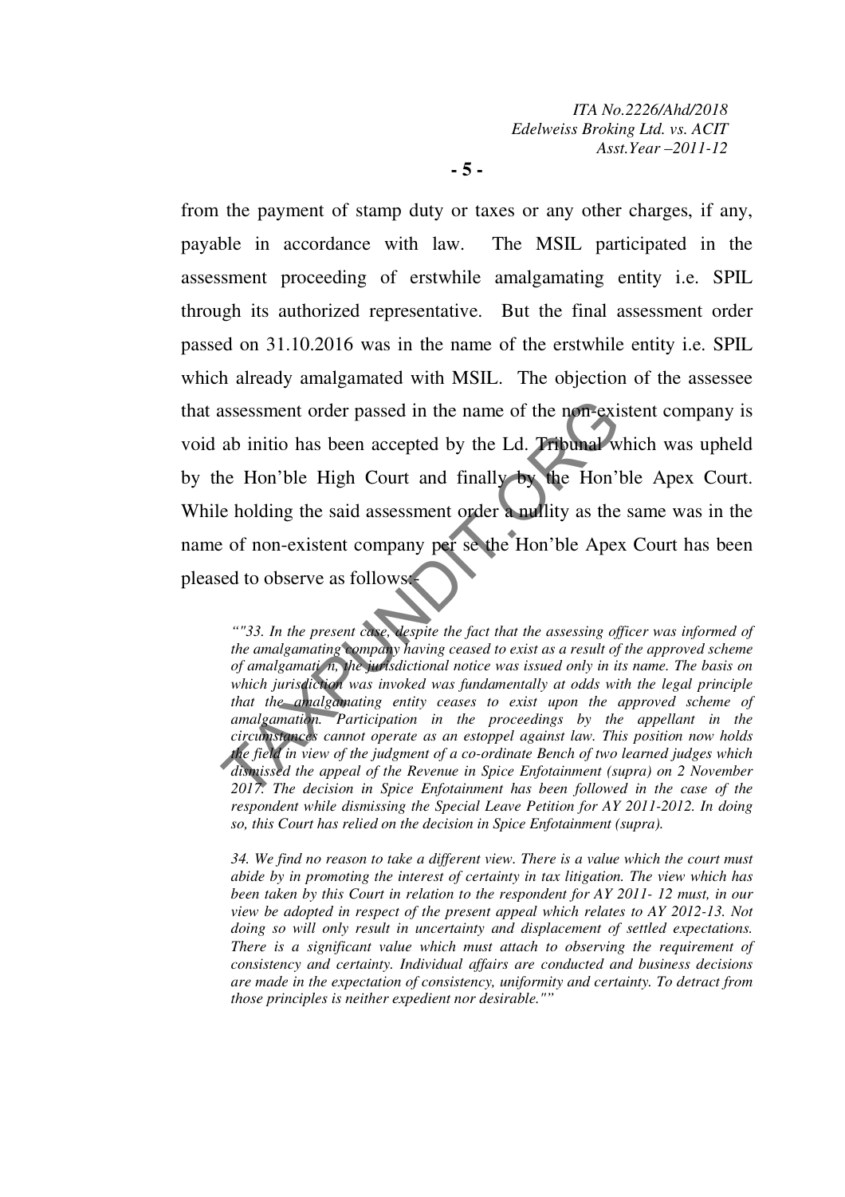from the payment of stamp duty or taxes or any other charges, if any, payable in accordance with law. The MSIL participated in the assessment proceeding of erstwhile amalgamating entity i.e. SPIL through its authorized representative. But the final assessment order passed on 31.10.2016 was in the name of the erstwhile entity i.e. SPIL which already amalgamated with MSIL. The objection of the assessee that assessment order passed in the name of the non-existent company is void ab initio has been accepted by the Ld. Tribunal which was upheld by the Hon'ble High Court and finally by the Hon'ble Apex Court. While holding the said assessment order a nullity as the same was in the name of non-existent company per se the Hon'ble Apex Court has been pleased to observe as follows:-

> *""33. In the present case, despite the fact that the assessing officer was informed of the amalgamating company having ceased to exist as a result of the approved scheme of amalgamation, the jurisdictional notice was issued only in its name. The basis on which jurisdiction was invoked was fundamentally at odds with the legal principle that the amalgamating entity ceases to exist upon the approved scheme of amalgamation. Participation in the proceedings by the appellant in the circumstances cannot operate as an estoppel against law. This position now holds the field in view of the judgment of a co-ordinate Bench of two learned judges which dismissed the appeal of the Revenue in Spice Enfotainment (supra) on 2 November 2017. The decision in Spice Enfotainment has been followed in the case of the respondent while dismissing the Special Leave Petition for AY 2011-2012. In doing so, this Court has relied on the decision in Spice Enfotainment (supra).*
>
> *34. We find no reason to take a different view. There is a value which the court must abide by in promoting the interest of certainty in tax litigation. The view which has been taken by this Court in relation to the respondent for AY 2011- 12 must, in our view be adopted in respect of the present appeal which relates to AY 2012-13. Not doing so will only result in uncertainty and displacement of settled expectations. There is a significant value which must attach to observing the requirement of consistency and certainty. Individual affairs are conducted and business decisions are made in the expectation of consistency, uniformity and certainty. To detract from those principles is neither expedient nor desirable.""*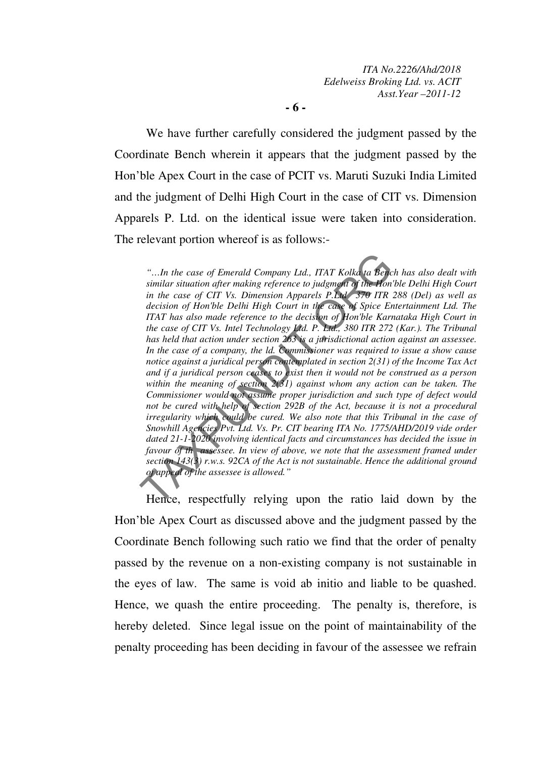We have further carefully considered the judgment passed by the Coordinate Bench wherein it appears that the judgment passed by the Hon'ble Apex Court in the case of PCIT vs. Maruti Suzuki India Limited and the judgment of Delhi High Court in the case of CIT vs. Dimension Apparels P. Ltd. on the identical issue were taken into consideration. The relevant portion whereof is as follows:-

> *"…In the case of Emerald Company Ltd., ITAT Kolkata Bench has also dealt with similar situation after making reference to judgment of the Hon'ble Delhi High Court in the case of CIT Vs. Dimension Apparels P.Ltd., 370 ITR 288 (Del) as well as decision of Hon'ble Delhi High Court in the case of Spice Entertainment Ltd. The ITAT has also made reference to the decision of Hon'ble Karnataka High Court in the case of CIT Vs. Intel Technology Ltd. P. Ltd., 380 ITR 272 (Kar.). The Tribunal has held that action under section 263 is a jurisdictional action against an assessee. In the case of a company, the ld. Commissioner was required to issue a show cause notice against a juridical person contemplated in section 2(31) of the Income Tax Act and if a juridical person ceases to exist then it would not be construed as a person within the meaning of section 2(31) against whom any action can be taken. The Commissioner would not assume proper jurisdiction and such type of defect would not be cured with help of section 292B of the Act, because it is not a procedural irregularity which could be cured. We also note that this Tribunal in the case of Snowhill Agencies Pvt. Ltd. Vs. Pr. CIT bearing ITA No. 1775/AHD/2019 vide order dated 21-1-2020 involving identical facts and circumstances has decided the issue in favour of the assessee. In view of above, we note that the assessment framed under section 143(3) r.w.s. 92CA of the Act is not sustainable. Hence the additional ground of appeal of the assessee is allowed."*

Hence, respectfully relying upon the ratio laid down by the Hon'ble Apex Court as discussed above and the judgment passed by the Coordinate Bench following such ratio we find that the order of penalty passed by the revenue on a non-existing company is not sustainable in the eyes of law. The same is void ab initio and liable to be quashed. Hence, we quash the entire proceeding. The penalty is, therefore, is hereby deleted. Since legal issue on the point of maintainability of the penalty proceeding has been deciding in favour of the assessee we refrain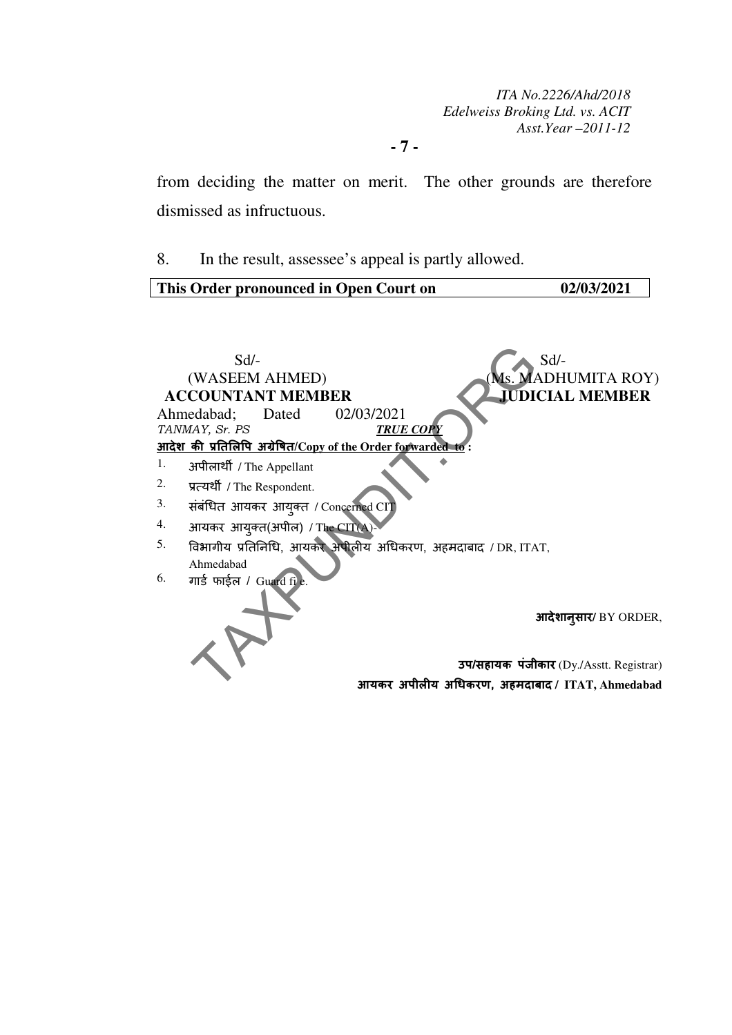from deciding the matter on merit. The other grounds are therefore dismissed as infructuous.

8. In the result, assessee's appeal is partly allowed.

| This Order pronounced in Open Court on | 02/03/2021 |
|---|---|

| | |
|---|---|
| Sd/- | Sd/- |
| (WASEEM AHMED) | (Ms. MADHUMITA ROY) |
| **ACCOUNTANT MEMBER** | **JUDICIAL MEMBER** |

Ahmedabad; Dated 02/03/2021

*TANMAY, Sr. PS* ***TRUE COPY***

**आदेश की प्रतिलिपि अग्रेषित/Copy of the Order forwarded to :**

1. अपीलार्थी / The Appellant
2. प्रत्यर्थी / The Respondent.
3. संबंधित आयकर आयुक्त / Concerned CIT
4. आयकर आयुक्त(अपील) / The CIT(A)-
5. विभागीय प्रतिनिधि, आयकर अपीलीय अधिकरण, अहमदाबाद / DR, ITAT, Ahmedabad
6. गार्ड फाईल / Guard file.

**आदेशानुसार/** BY ORDER,

**उप/सहायक पंजीकार** (Dy./Asstt. Registrar)

**आयकर अपीलीय अधिकरण, अहमदाबाद / ITAT, Ahmedabad**